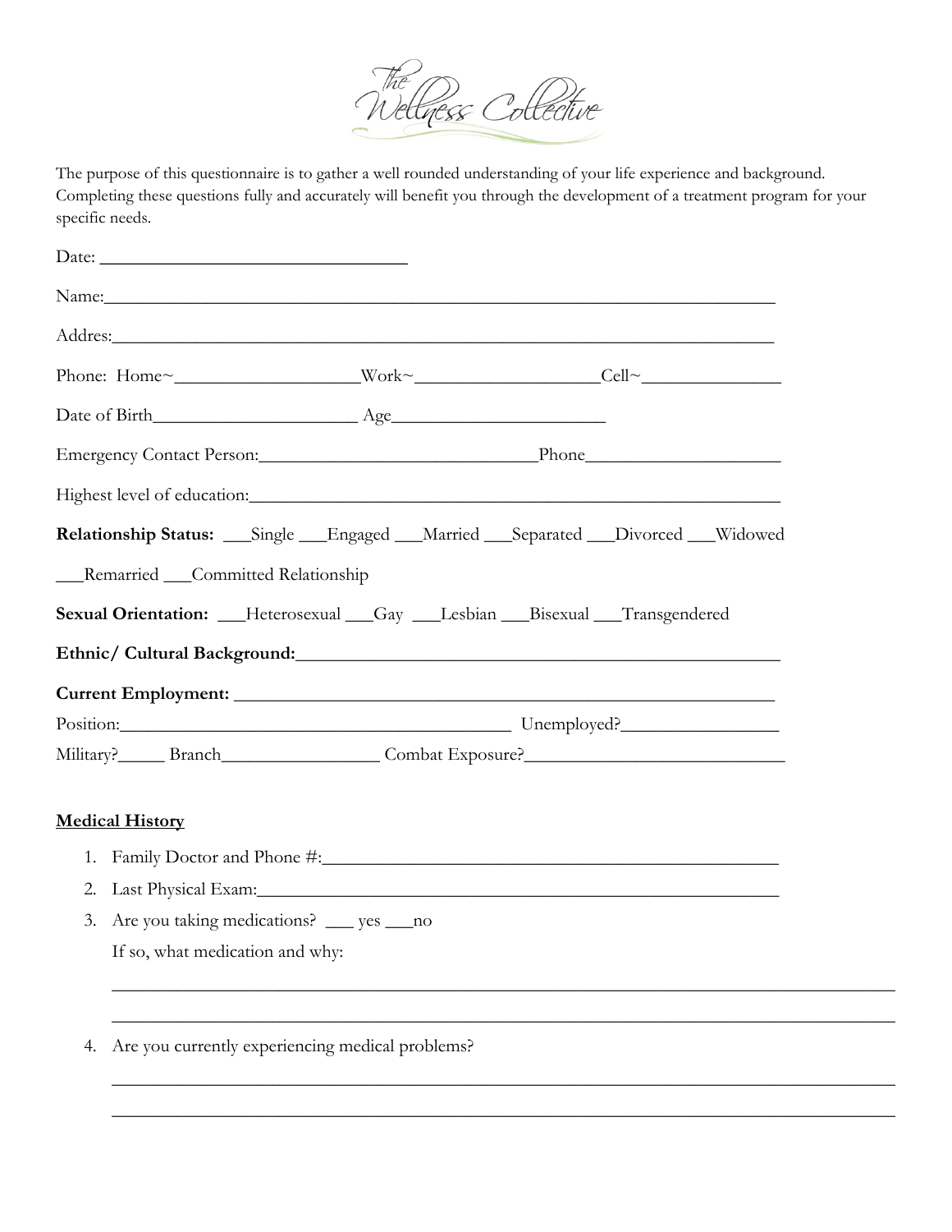# The Wellness Collective

The purpose of this questionnaire is to gather a well rounded understanding of your life experience and background. Completing these questions fully and accurately will benefit you through the development of a treatment program for your specific needs.

Date: ________________________________

Name:___________________________________________________________________________

Addres:__________________________________________________________________________

Phone: Home~____________________Work~____________________Cell~_______________

Date of Birth______________________ Age______________________

Emergency Contact Person:______________________________Phone_____________________

Highest level of education:_________________________________________________________

**Relationship Status:** ___Single ___Engaged ___Married ___Separated ___Divorced ___Widowed

___Remarried ___Committed Relationship

**Sexual Orientation:** ___Heterosexual ___Gay ___Lesbian ___Bisexual ___Transgendered

**Ethnic/ Cultural Background:**_________________________________________________

**Current Employment:** ______________________________________________________

Position:___________________________________________ Unemployed?________________

Military?_____ Branch_________________ Combat Exposure?____________________________

## Medical History

1. Family Doctor and Phone #:___________________________________________________
2. Last Physical Exam:_________________________________________________________
3. Are you taking medications? ___ yes ___no

   If so, what medication and why:

   _________________________________________________________________________________

   _________________________________________________________________________________
4. Are you currently experiencing medical problems?

   _________________________________________________________________________________

   _________________________________________________________________________________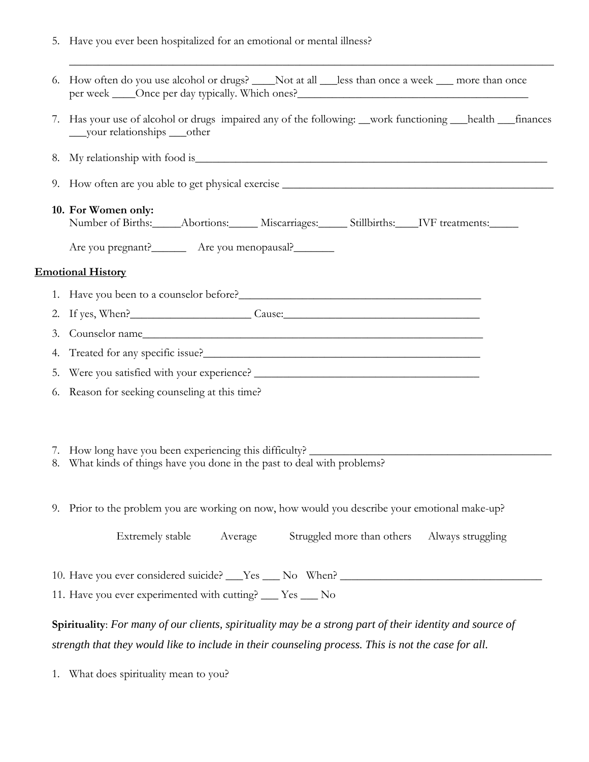5. Have you ever been hospitalized for an emotional or mental illness?

   ________________________________________________________________________________

6. How often do you use alcohol or drugs? ____Not at all ___less than once a week ___ more than once per week ____Once per day typically. Which ones?________________________________________

7. Has your use of alcohol or drugs impaired any of the following: __work functioning ___health ___finances ___your relationships ___other

8. My relationship with food is____________________________________________________________

9. How often are you able to get physical exercise ______________________________________________

10. **For Women only:**
    Number of Births:_____Abortions:_____ Miscarriages:_____ Stillbirths:____IVF treatments:_____

    Are you pregnant?______ Are you menopausal?_______

**Emotional History**

1. Have you been to a counselor before?_________________________________________
2. If yes, When?_____________________ Cause:__________________________________
3. Counselor name______________________________________________________________
4. Treated for any specific issue?________________________________________________
5. Were you satisfied with your experience? ______________________________________
6. Reason for seeking counseling at this time?

7. How long have you been experiencing this difficulty? ___________________________________________
8. What kinds of things have you done in the past to deal with problems?

9. Prior to the problem you are working on now, how would you describe your emotional make-up?

   Extremely stable Average Struggled more than others Always struggling

10. Have you ever considered suicide? ___Yes ___ No When? ___________________________________
11. Have you ever experimented with cutting? ___ Yes ___ No

**Spirituality**: *For many of our clients, spirituality may be a strong part of their identity and source of strength that they would like to include in their counseling process. This is not the case for all.*

1. What does spirituality mean to you?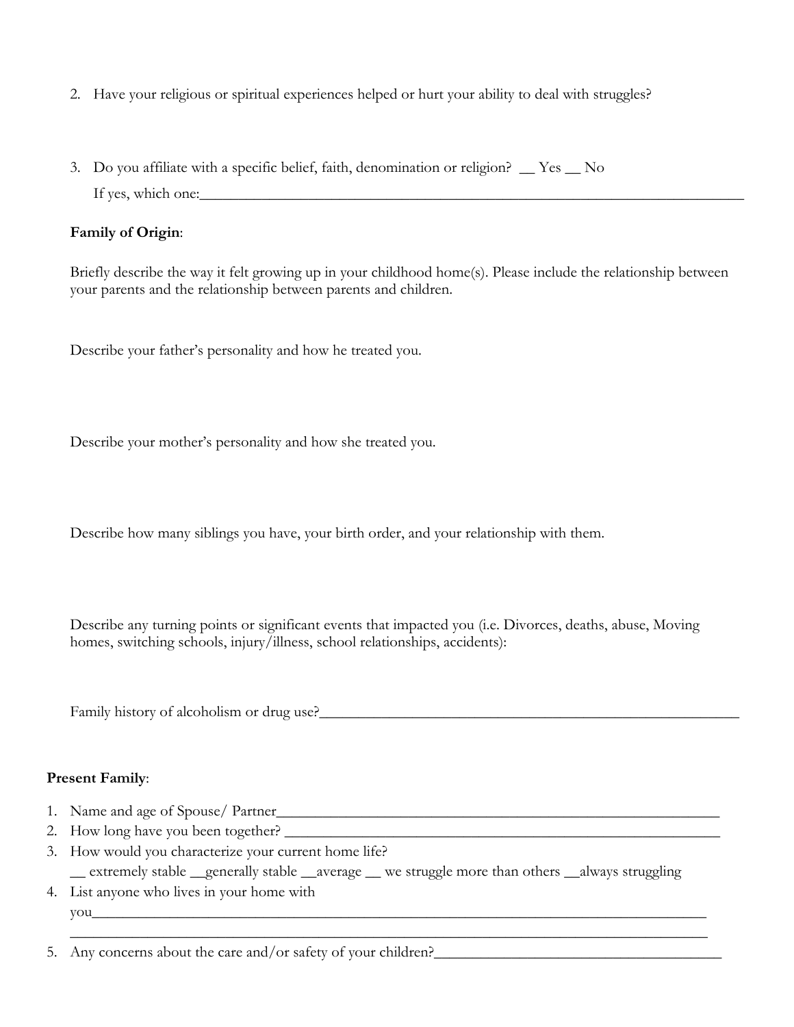2. Have your religious or spiritual experiences helped or hurt your ability to deal with struggles?

3. Do you affiliate with a specific belief, faith, denomination or religion? __ Yes __ No

   If yes, which one:______________________________________________________________________________

**Family of Origin**:

Briefly describe the way it felt growing up in your childhood home(s). Please include the relationship between your parents and the relationship between parents and children.

Describe your father's personality and how he treated you.

Describe your mother's personality and how she treated you.

Describe how many siblings you have, your birth order, and your relationship with them.

Describe any turning points or significant events that impacted you (i.e. Divorces, deaths, abuse, Moving homes, switching schools, injury/illness, school relationships, accidents):

Family history of alcoholism or drug use?_________________________________________________________

**Present Family**:

1. Name and age of Spouse/ Partner____________________________________________________________
2. How long have you been together? ___________________________________________________________
3. How would you characterize your current home life?

   __ extremely stable __generally stable __average __ we struggle more than others __always struggling
4. List anyone who lives in your home with you___________________________________________________________________________

   ___________________________________________________________________________________
5. Any concerns about the care and/or safety of your children?_____________________________________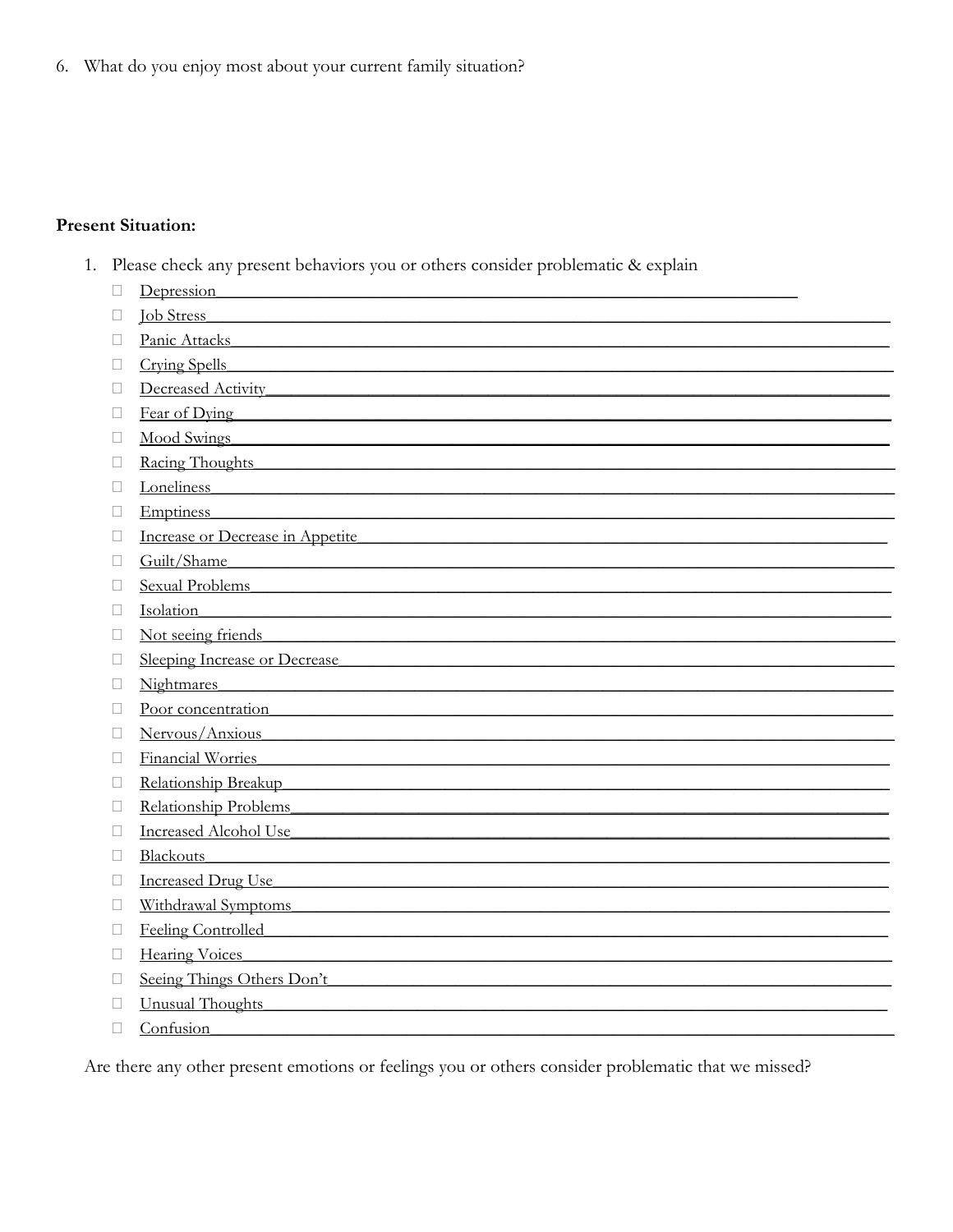6. What do you enjoy most about your current family situation?

**Present Situation:**

1. Please check any present behaviors you or others consider problematic & explain

   - ☐ Depression________________________________________________
   - ☐ Job Stress________________________________________________
   - ☐ Panic Attacks________________________________________________
   - ☐ Crying Spells________________________________________________
   - ☐ Decreased Activity________________________________________________
   - ☐ Fear of Dying________________________________________________
   - ☐ Mood Swings________________________________________________
   - ☐ Racing Thoughts________________________________________________
   - ☐ Loneliness________________________________________________
   - ☐ Emptiness________________________________________________
   - ☐ Increase or Decrease in Appetite________________________________________________
   - ☐ Guilt/Shame________________________________________________
   - ☐ Sexual Problems________________________________________________
   - ☐ Isolation________________________________________________
   - ☐ Not seeing friends________________________________________________
   - ☐ Sleeping Increase or Decrease________________________________________________
   - ☐ Nightmares________________________________________________
   - ☐ Poor concentration________________________________________________
   - ☐ Nervous/Anxious________________________________________________
   - ☐ Financial Worries________________________________________________
   - ☐ Relationship Breakup________________________________________________
   - ☐ Relationship Problems________________________________________________
   - ☐ Increased Alcohol Use________________________________________________
   - ☐ Blackouts________________________________________________
   - ☐ Increased Drug Use________________________________________________
   - ☐ Withdrawal Symptoms________________________________________________
   - ☐ Feeling Controlled________________________________________________
   - ☐ Hearing Voices________________________________________________
   - ☐ Seeing Things Others Don't________________________________________________
   - ☐ Unusual Thoughts________________________________________________
   - ☐ Confusion________________________________________________

   Are there any other present emotions or feelings you or others consider problematic that we missed?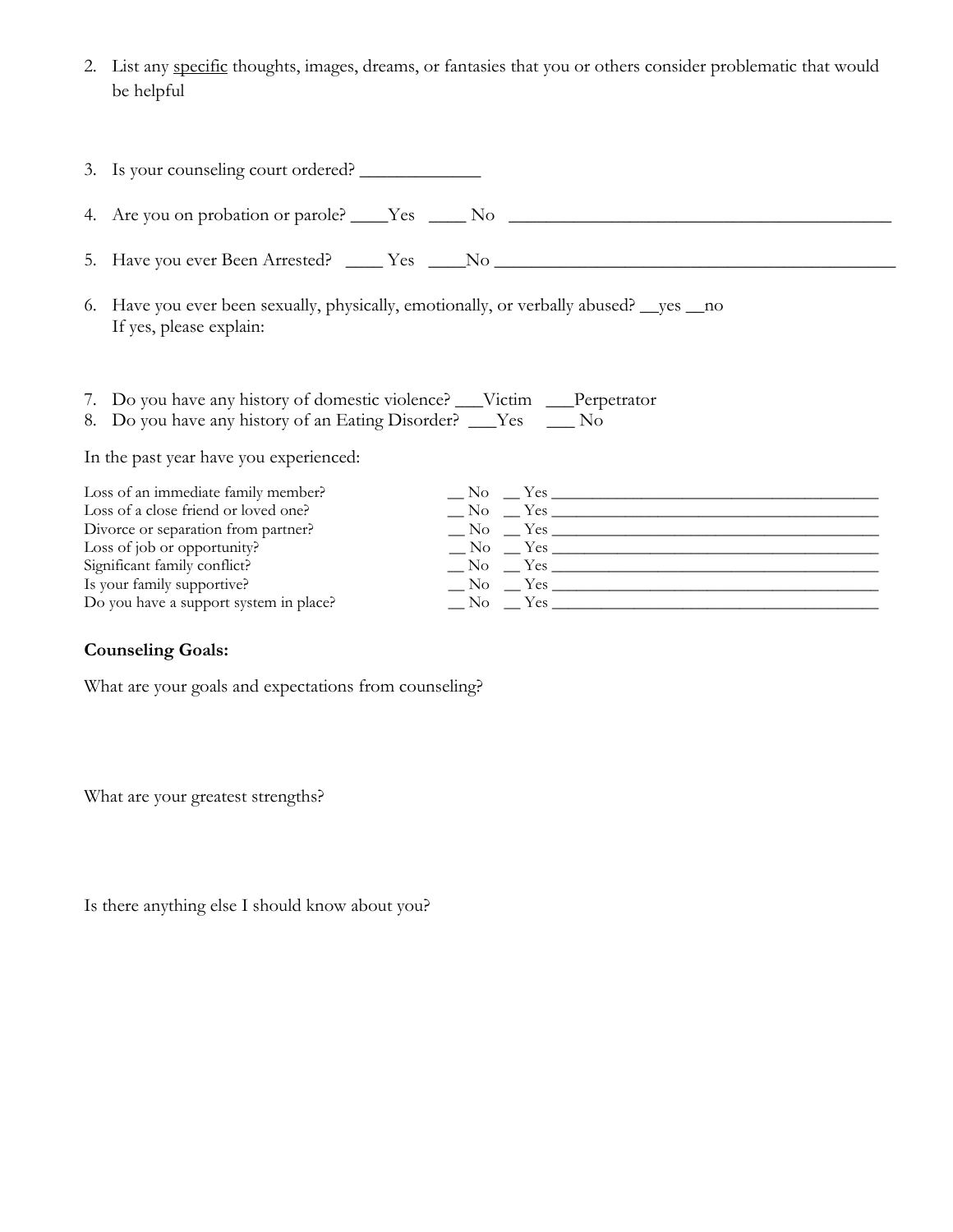2. List any <u>specific</u> thoughts, images, dreams, or fantasies that you or others consider problematic that would be helpful

3. Is your counseling court ordered? _____________

4. Are you on probation or parole? ____Yes ____ No ___________________________________________

5. Have you ever Been Arrested? ____ Yes ____No _____________________________________________

6. Have you ever been sexually, physically, emotionally, or verbally abused? __yes __no
   If yes, please explain:

7. Do you have any history of domestic violence? ___Victim ___Perpetrator
8. Do you have any history of an Eating Disorder? ___Yes ___ No

In the past year have you experienced:

| | |
|---|---|
| Loss of an immediate family member? | __ No __ Yes ________________________________________ |
| Loss of a close friend or loved one? | __ No __ Yes ________________________________________ |
| Divorce or separation from partner? | __ No __ Yes ________________________________________ |
| Loss of job or opportunity? | __ No __ Yes ________________________________________ |
| Significant family conflict? | __ No __ Yes ________________________________________ |
| Is your family supportive? | __ No __ Yes ________________________________________ |
| Do you have a support system in place? | __ No __ Yes ________________________________________ |

**Counseling Goals:**

What are your goals and expectations from counseling?

What are your greatest strengths?

Is there anything else I should know about you?